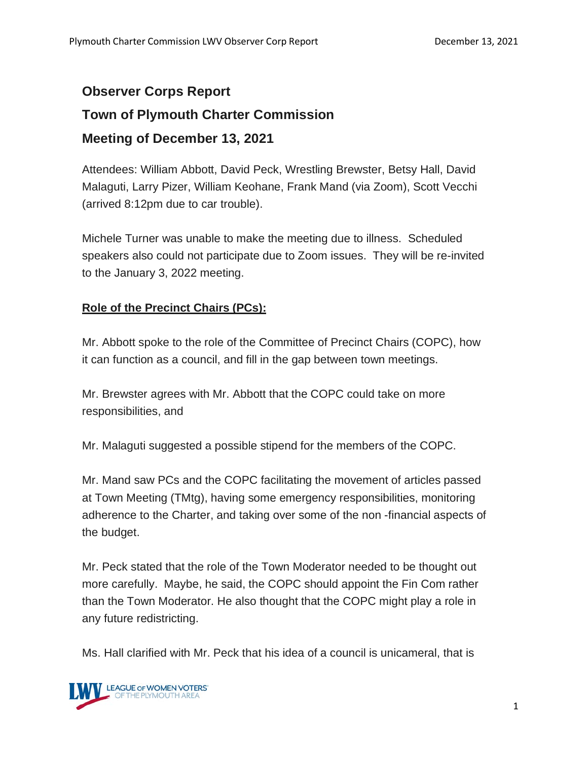# Observer Corps Report

# Town of Plymouth Charter Commission

# Meeting of December 13, 2021

Attendees: William Abbott, David Peck, Wrestling Brewster, Betsy Hall, David Malaguti, Larry Pizer, William Keohane, Frank Mand (via Zoom), Scott Vecchi (arrived 8:12pm due to car trouble).

Michele Turner was unable to make the meeting due to illness. Scheduled speakers also could not participate due to Zoom issues. They will be re-invited to the January 3, 2022 meeting.

**Role of the Precinct Chairs (PCs):**

Mr. Abbott spoke to the role of the Committee of Precinct Chairs (COPC), how it can function as a council, and fill in the gap between town meetings.

Mr. Brewster agrees with Mr. Abbott that the COPC could take on more responsibilities, and

Mr. Malaguti suggested a possible stipend for the members of the COPC.

Mr. Mand saw PCs and the COPC facilitating the movement of articles passed at Town Meeting (TMtg), having some emergency responsibilities, monitoring adherence to the Charter, and taking over some of the non -financial aspects of the budget.

Mr. Peck stated that the role of the Town Moderator needed to be thought out more carefully. Maybe, he said, the COPC should appoint the Fin Com rather than the Town Moderator. He also thought that the COPC might play a role in any future redistricting.

Ms. Hall clarified with Mr. Peck that his idea of a council is unicameral, that is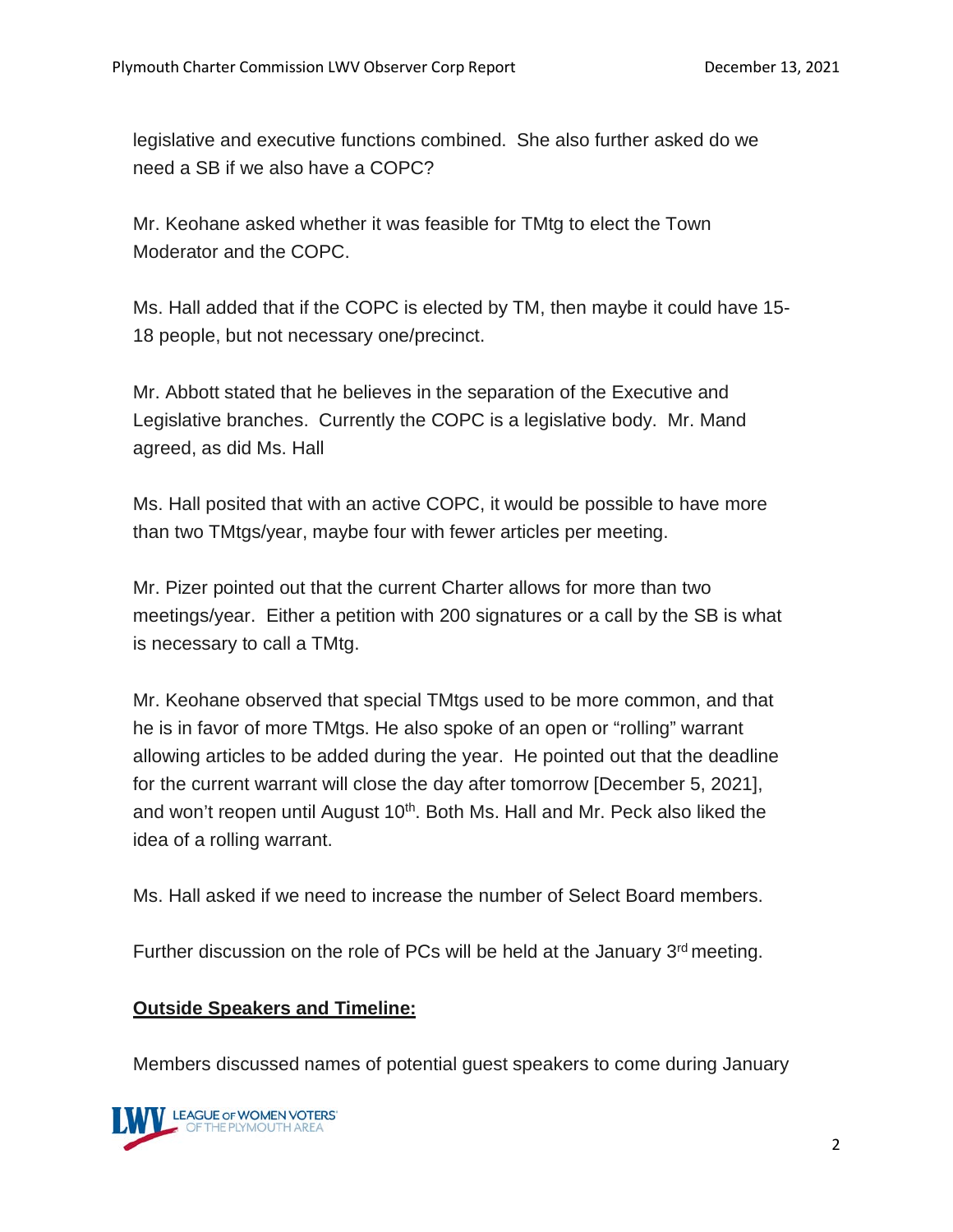legislative and executive functions combined. She also further asked do we need a SB if we also have a COPC?

Mr. Keohane asked whether it was feasible for TMtg to elect the Town Moderator and the COPC.

Ms. Hall added that if the COPC is elected by TM, then maybe it could have 15-18 people, but not necessary one/precinct.

Mr. Abbott stated that he believes in the separation of the Executive and Legislative branches. Currently the COPC is a legislative body. Mr. Mand agreed, as did Ms. Hall

Ms. Hall posited that with an active COPC, it would be possible to have more than two TMtgs/year, maybe four with fewer articles per meeting.

Mr. Pizer pointed out that the current Charter allows for more than two meetings/year. Either a petition with 200 signatures or a call by the SB is what is necessary to call a TMtg.

Mr. Keohane observed that special TMtgs used to be more common, and that he is in favor of more TMtgs. He also spoke of an open or "rolling" warrant allowing articles to be added during the year. He pointed out that the deadline for the current warrant will close the day after tomorrow [December 5, 2021], and won't reopen until August 10th. Both Ms. Hall and Mr. Peck also liked the idea of a rolling warrant.

Ms. Hall asked if we need to increase the number of Select Board members.

Further discussion on the role of PCs will be held at the January 3rd meeting.

**Outside Speakers and Timeline:**

Members discussed names of potential guest speakers to come during January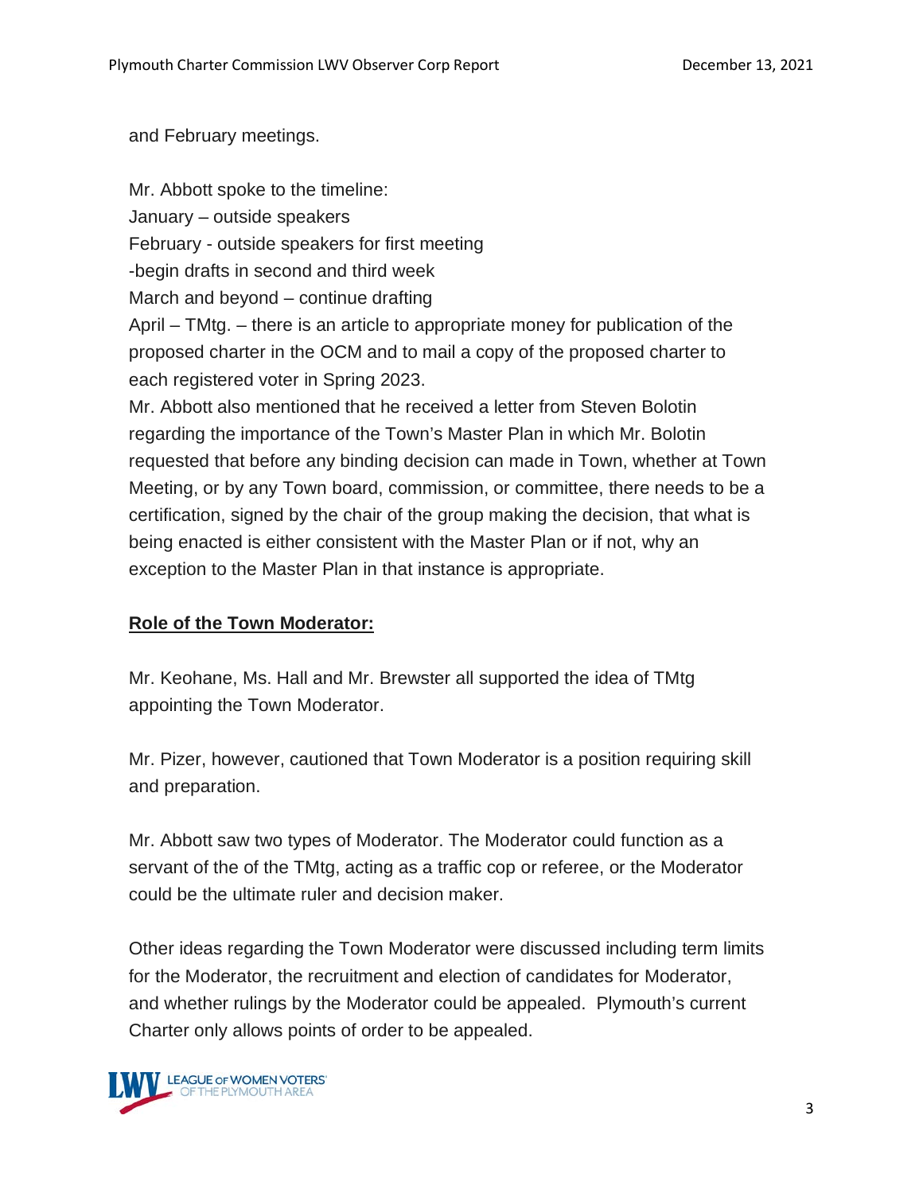and February meetings.

Mr. Abbott spoke to the timeline:
January – outside speakers
February - outside speakers for first meeting
-begin drafts in second and third week
March and beyond – continue drafting
April – TMtg. – there is an article to appropriate money for publication of the proposed charter in the OCM and to mail a copy of the proposed charter to each registered voter in Spring 2023.
Mr. Abbott also mentioned that he received a letter from Steven Bolotin regarding the importance of the Town's Master Plan in which Mr. Bolotin requested that before any binding decision can made in Town, whether at Town Meeting, or by any Town board, commission, or committee, there needs to be a certification, signed by the chair of the group making the decision, that what is being enacted is either consistent with the Master Plan or if not, why an exception to the Master Plan in that instance is appropriate.

**Role of the Town Moderator:**

Mr. Keohane, Ms. Hall and Mr. Brewster all supported the idea of TMtg appointing the Town Moderator.

Mr. Pizer, however, cautioned that Town Moderator is a position requiring skill and preparation.

Mr. Abbott saw two types of Moderator. The Moderator could function as a servant of the of the TMtg, acting as a traffic cop or referee, or the Moderator could be the ultimate ruler and decision maker.

Other ideas regarding the Town Moderator were discussed including term limits for the Moderator, the recruitment and election of candidates for Moderator, and whether rulings by the Moderator could be appealed. Plymouth's current Charter only allows points of order to be appealed.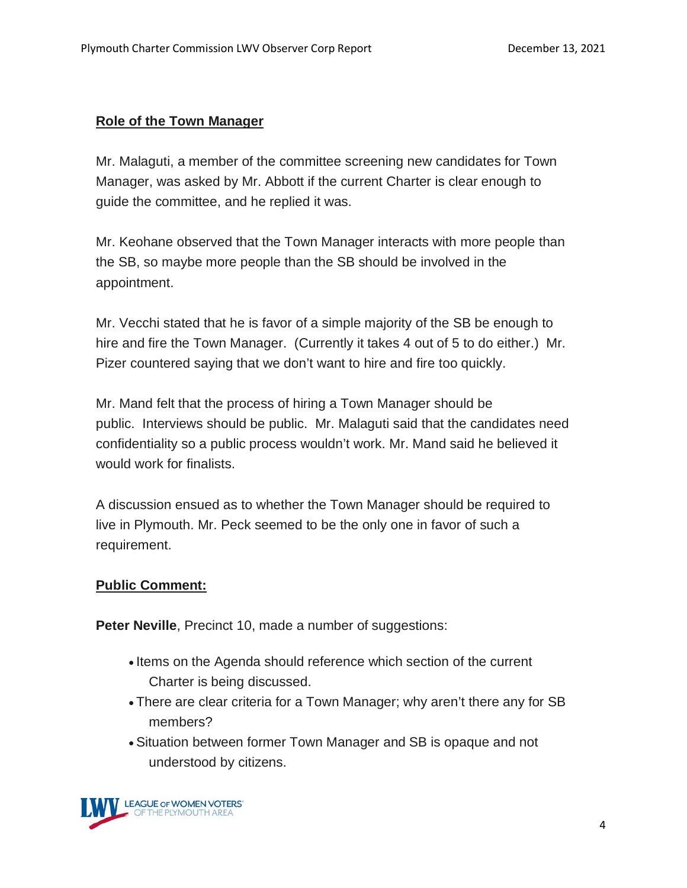## Role of the Town Manager

Mr. Malaguti, a member of the committee screening new candidates for Town Manager, was asked by Mr. Abbott if the current Charter is clear enough to guide the committee, and he replied it was.

Mr. Keohane observed that the Town Manager interacts with more people than the SB, so maybe more people than the SB should be involved in the appointment.

Mr. Vecchi stated that he is favor of a simple majority of the SB be enough to hire and fire the Town Manager. (Currently it takes 4 out of 5 to do either.) Mr. Pizer countered saying that we don't want to hire and fire too quickly.

Mr. Mand felt that the process of hiring a Town Manager should be public. Interviews should be public. Mr. Malaguti said that the candidates need confidentiality so a public process wouldn't work. Mr. Mand said he believed it would work for finalists.

A discussion ensued as to whether the Town Manager should be required to live in Plymouth. Mr. Peck seemed to be the only one in favor of such a requirement.

## Public Comment:

**Peter Neville**, Precinct 10, made a number of suggestions:

- Items on the Agenda should reference which section of the current Charter is being discussed.
- There are clear criteria for a Town Manager; why aren't there any for SB members?
- Situation between former Town Manager and SB is opaque and not understood by citizens.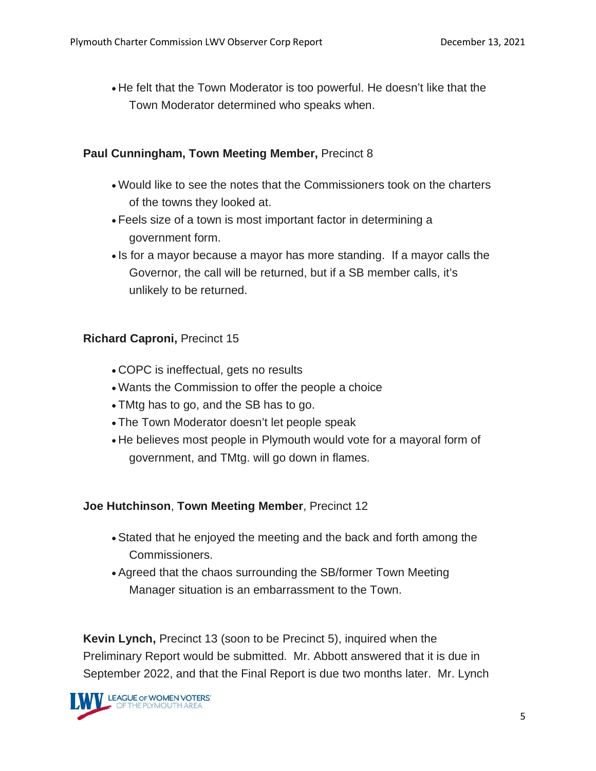- He felt that the Town Moderator is too powerful. He doesn't like that the Town Moderator determined who speaks when.

**Paul Cunningham, Town Meeting Member,** Precinct 8

- Would like to see the notes that the Commissioners took on the charters of the towns they looked at.
- Feels size of a town is most important factor in determining a government form.
- Is for a mayor because a mayor has more standing. If a mayor calls the Governor, the call will be returned, but if a SB member calls, it's unlikely to be returned.

**Richard Caproni,** Precinct 15

- COPC is ineffectual, gets no results
- Wants the Commission to offer the people a choice
- TMtg has to go, and the SB has to go.
- The Town Moderator doesn't let people speak
- He believes most people in Plymouth would vote for a mayoral form of government, and TMtg. will go down in flames.

**Joe Hutchinson**, **Town Meeting Member**, Precinct 12

- Stated that he enjoyed the meeting and the back and forth among the Commissioners.
- Agreed that the chaos surrounding the SB/former Town Meeting Manager situation is an embarrassment to the Town.

**Kevin Lynch,** Precinct 13 (soon to be Precinct 5), inquired when the Preliminary Report would be submitted. Mr. Abbott answered that it is due in September 2022, and that the Final Report is due two months later. Mr. Lynch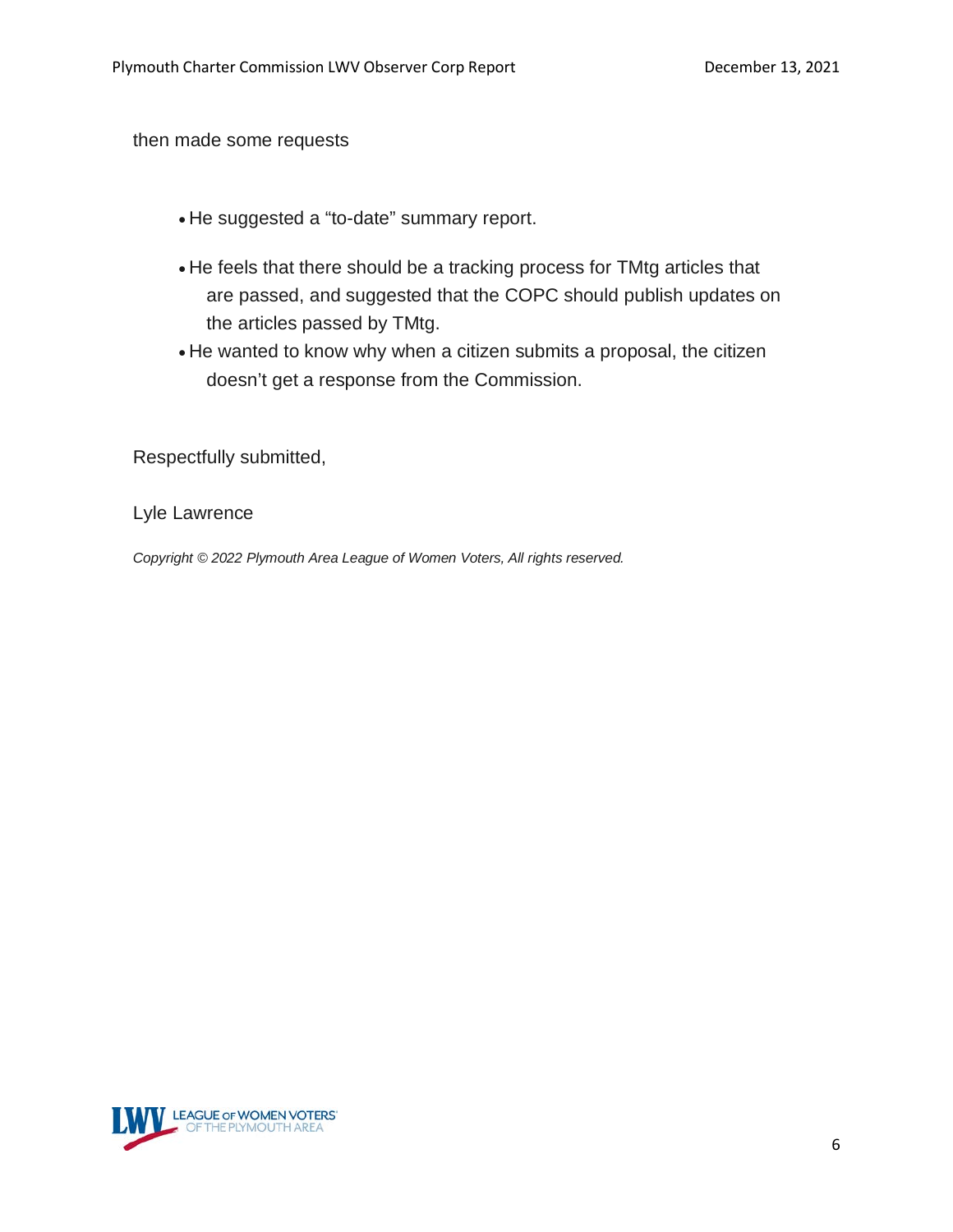then made some requests

- He suggested a “to-date” summary report.
- He feels that there should be a tracking process for TMtg articles that are passed, and suggested that the COPC should publish updates on the articles passed by TMtg.
- He wanted to know why when a citizen submits a proposal, the citizen doesn’t get a response from the Commission.

Respectfully submitted,

Lyle Lawrence

*Copyright © 2022 Plymouth Area League of Women Voters, All rights reserved.*